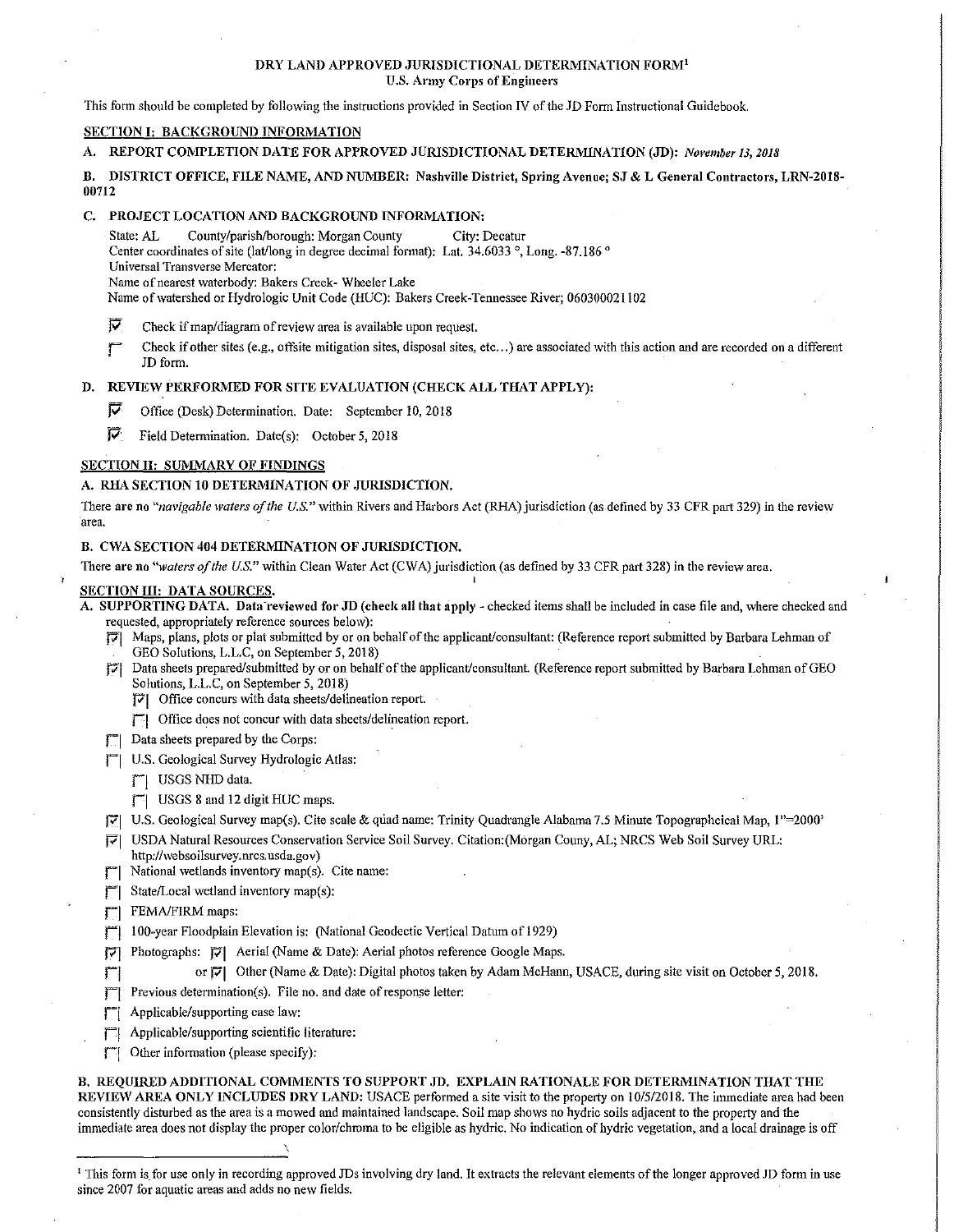# DRY LAND APPROVED JURISDICTIONAL DETERMINATION FORM[1]
## U.S. Army Corps of Engineers

This form should be completed by following the instructions provided in Section IV of the JD Form Instructional Guidebook.

## SECTION I: BACKGROUND INFORMATION

**A. REPORT COMPLETION DATE FOR APPROVED JURISDICTIONAL DETERMINATION (JD):** *November 13, 2018*

**B. DISTRICT OFFICE, FILE NAME, AND NUMBER: Nashville District, Spring Avenue; SJ & L General Contractors, LRN-2018-00712**

**C. PROJECT LOCATION AND BACKGROUND INFORMATION:**

State: AL    County/parish/borough: Morgan County    City: Decatur
Center coordinates of site (lat/long in degree decimal format): Lat. 34.6033 °, Long. -87.186 °
Universal Transverse Mercator:
Name of nearest waterbody: Bakers Creek- Wheeler Lake
Name of watershed or Hydrologic Unit Code (HUC): Bakers Creek-Tennessee River; 060300021102

- [x] Check if map/diagram of review area is available upon request.
- [ ] Check if other sites (e.g., offsite mitigation sites, disposal sites, etc...) are associated with this action and are recorded on a different JD form.

**D. REVIEW PERFORMED FOR SITE EVALUATION (CHECK ALL THAT APPLY):**

- [x] Office (Desk) Determination. Date: September 10, 2018
- [x] Field Determination. Date(s): October 5, 2018

## SECTION II: SUMMARY OF FINDINGS

**A. RHA SECTION 10 DETERMINATION OF JURISDICTION.**

There **are no** "*navigable waters of the U.S.*" within Rivers and Harbors Act (RHA) jurisdiction (as defined by 33 CFR part 329) in the review area.

**B. CWA SECTION 404 DETERMINATION OF JURISDICTION.**

There **are no** "*waters of the U.S.*" within Clean Water Act (CWA) jurisdiction (as defined by 33 CFR part 328) in the review area.

## SECTION III: DATA SOURCES.

**A. SUPPORTING DATA. Data reviewed for JD (check all that apply** - checked items shall be included in case file and, where checked and requested, appropriately reference sources below):

- [x] Maps, plans, plots or plat submitted by or on behalf of the applicant/consultant: (Reference report submitted by Barbara Lehman of GEO Solutions, L.L.C, on September 5, 2018)
- [x] Data sheets prepared/submitted by or on behalf of the applicant/consultant. (Reference report submitted by Barbara Lehman of GEO Solutions, L.L.C, on September 5, 2018)
  - [x] Office concurs with data sheets/delineation report.
  - [ ] Office does not concur with data sheets/delineation report.
- [ ] Data sheets prepared by the Corps:
- [ ] U.S. Geological Survey Hydrologic Atlas:
  - [ ] USGS NHD data.
  - [ ] USGS 8 and 12 digit HUC maps.
- [x] U.S. Geological Survey map(s). Cite scale & quad name: Trinity Quadrangle Alabama 7.5 Minute Topographcical Map, 1"=2000'
- [x] USDA Natural Resources Conservation Service Soil Survey. Citation:(Morgan Couny, AL; NRCS Web Soil Survey URL: http://websoilsurvey.nrcs.usda.gov)
- [ ] National wetlands inventory map(s). Cite name:
- [ ] State/Local wetland inventory map(s):
- [ ] FEMA/FIRM maps:
- [ ] 100-year Floodplain Elevation is: (National Geodectic Vertical Datum of 1929)
- [x] Photographs: [x] Aerial (Name & Date): Aerial photos reference Google Maps.
- [ ] or [x] Other (Name & Date): Digital photos taken by Adam McHann, USACE, during site visit on October 5, 2018.
- [ ] Previous determination(s). File no. and date of response letter:
- [ ] Applicable/supporting case law:
- [ ] Applicable/supporting scientific literature:
- [ ] Other information (please specify):

**B. REQUIRED ADDITIONAL COMMENTS TO SUPPORT JD. EXPLAIN RATIONALE FOR DETERMINATION THAT THE REVIEW AREA ONLY INCLUDES DRY LAND:** USACE performed a site visit to the property on 10/5/2018. The immediate area had been consistently disturbed as the area is a mowed and maintained landscape. Soil map shows no hydric soils adjacent to the property and the immediate area does not display the proper color/chroma to be eligible as hydric. No indication of hydric vegetation, and a local drainage is off

---

[1] This form is for use only in recording approved JDs involving dry land. It extracts the relevant elements of the longer approved JD form in use since 2007 for aquatic areas and adds no new fields.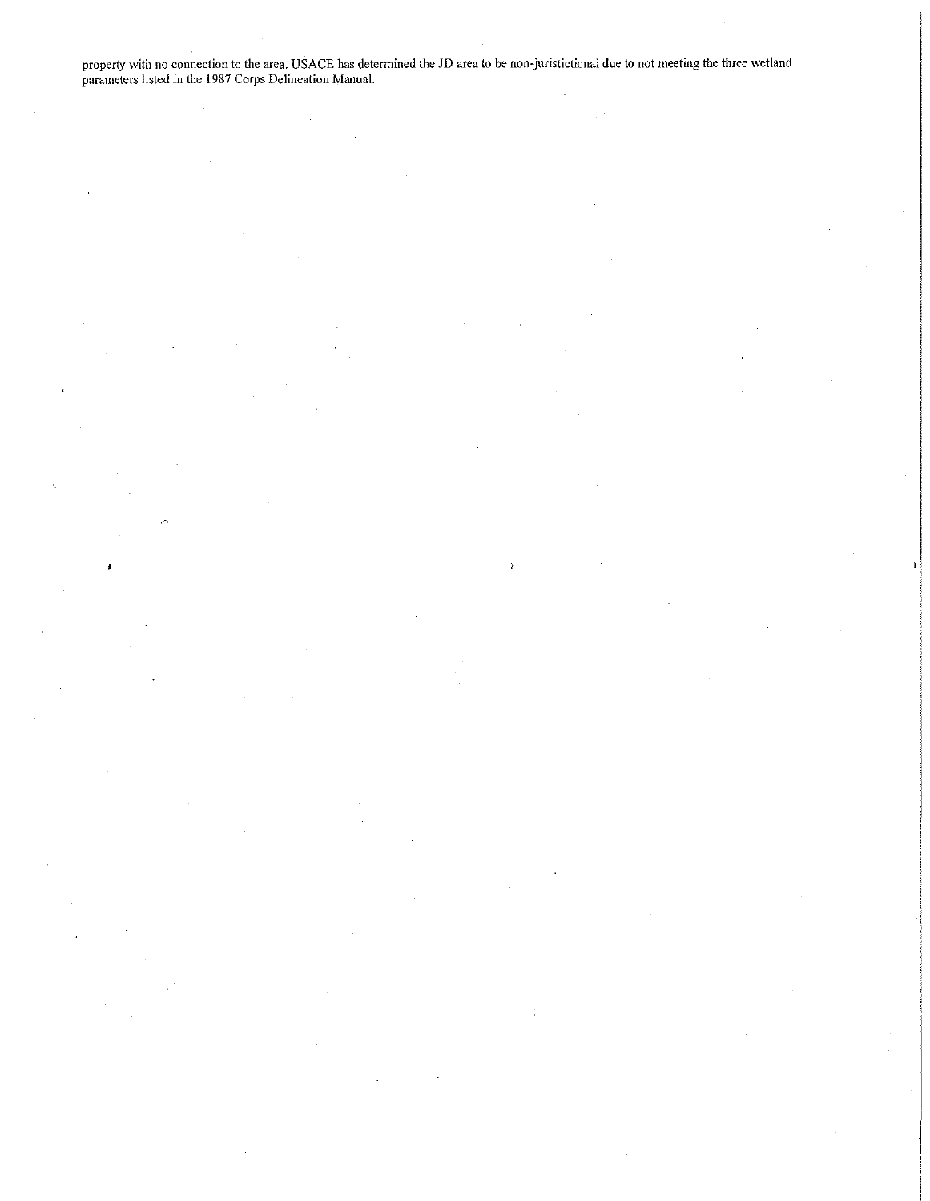property with no connection to the area. USACE has determined the JD area to be non-juristictional due to not meeting the three wetland parameters listed in the 1987 Corps Delineation Manual.